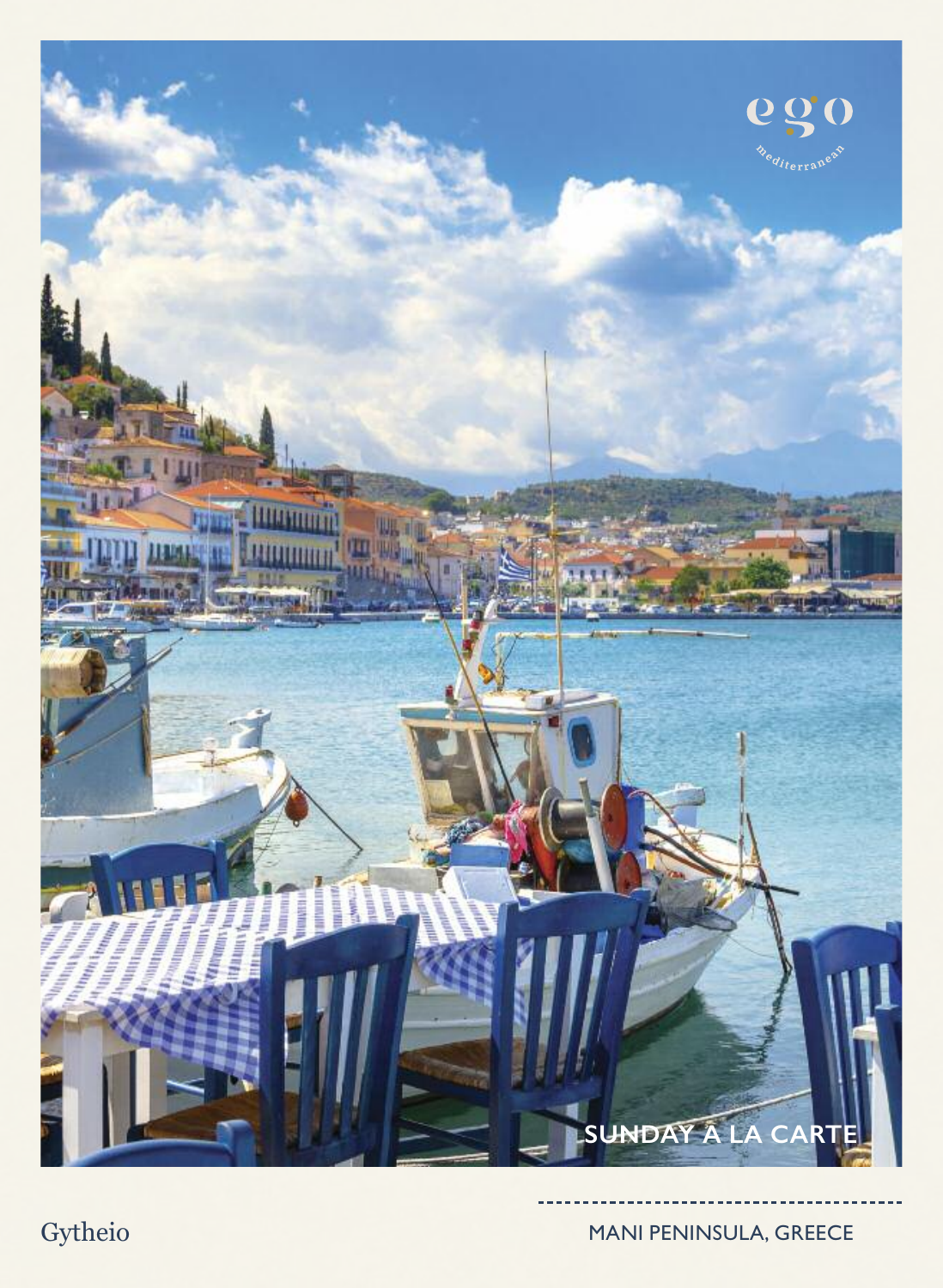ego
mediterranean

SUNDAY A LA CARTE

Gytheio

MANI PENINSULA, GREECE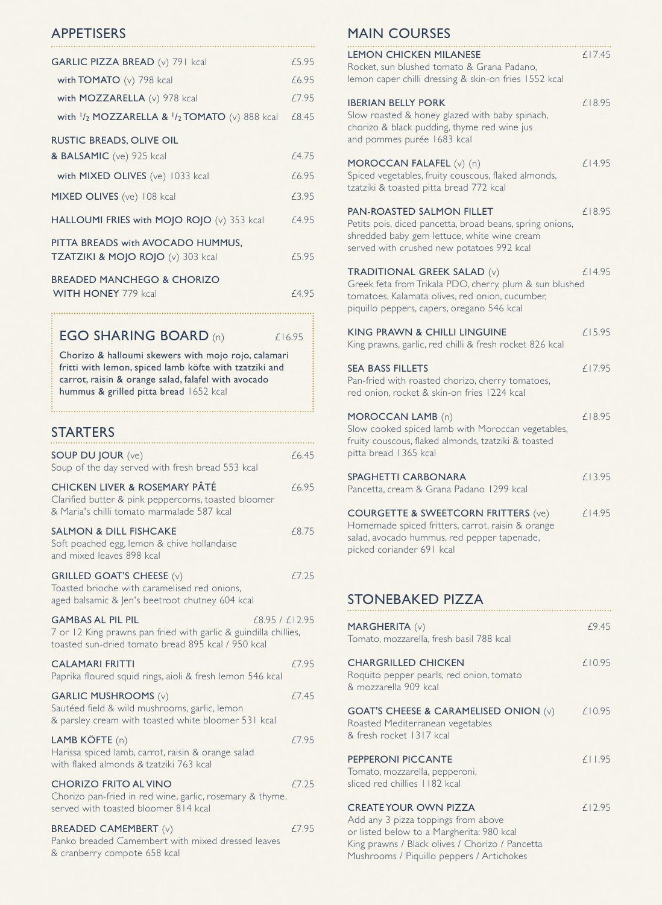## APPETISERS

| | |
|---|---|
| **GARLIC PIZZA BREAD** (v) 791 kcal | £5.95 |
| with **TOMATO** (v) 798 kcal | £6.95 |
| with **MOZZARELLA** (v) 978 kcal | £7.95 |
| with ½ **MOZZARELLA** & ½ **TOMATO** (v) 888 kcal | £8.45 |
| **RUSTIC BREADS, OLIVE OIL & BALSAMIC** (ve) 925 kcal | £4.75 |
| with **MIXED OLIVES** (ve) 1033 kcal | £6.95 |
| **MIXED OLIVES** (ve) 108 kcal | £3.95 |
| **HALLOUMI FRIES with MOJO ROJO** (v) 353 kcal | £4.95 |
| **PITTA BREADS with AVOCADO HUMMUS, TZATZIKI & MOJO ROJO** (v) 303 kcal | £5.95 |
| **BREADED MANCHEGO & CHORIZO WITH HONEY** 779 kcal | £4.95 |

## EGO SHARING BOARD (n) £16.95

**Chorizo & halloumi skewers with mojo rojo, calamari fritti with lemon, spiced lamb köfte with tzatziki and carrot, raisin & orange salad, falafel with avocado hummus & grilled pitta bread** 1652 kcal

## STARTERS

**SOUP DU JOUR** (ve) — £6.45
Soup of the day served with fresh bread 553 kcal

**CHICKEN LIVER & ROSEMARY PÂTÉ** — £6.95
Clarified butter & pink peppercorns, toasted bloomer & Maria's chilli tomato marmalade 587 kcal

**SALMON & DILL FISHCAKE** — £8.75
Soft poached egg, lemon & chive hollandaise and mixed leaves 898 kcal

**GRILLED GOAT'S CHEESE** (v) — £7.25
Toasted brioche with caramelised red onions, aged balsamic & Jen's beetroot chutney 604 kcal

**GAMBAS AL PIL PIL** — £8.95 / £12.95
7 or 12 King prawns pan fried with garlic & guindilla chillies, toasted sun-dried tomato bread 895 kcal / 950 kcal

**CALAMARI FRITTI** — £7.95
Paprika floured squid rings, aioli & fresh lemon 546 kcal

**GARLIC MUSHROOMS** (v) — £7.45
Sautéed field & wild mushrooms, garlic, lemon & parsley cream with toasted white bloomer 531 kcal

**LAMB KÖFTE** (n) — £7.95
Harissa spiced lamb, carrot, raisin & orange salad with flaked almonds & tzatziki 763 kcal

**CHORIZO FRITO AL VINO** — £7.25
Chorizo pan-fried in red wine, garlic, rosemary & thyme, served with toasted bloomer 814 kcal

**BREADED CAMEMBERT** (v) — £7.95
Panko breaded Camembert with mixed dressed leaves & cranberry compote 658 kcal

## MAIN COURSES

**LEMON CHICKEN MILANESE** — £17.45
Rocket, sun blushed tomato & Grana Padano, lemon caper chilli dressing & skin-on fries 1552 kcal

**IBERIAN BELLY PORK** — £18.95
Slow roasted & honey glazed with baby spinach, chorizo & black pudding, thyme red wine jus and pommes purée 1683 kcal

**MOROCCAN FALAFEL** (v) (n) — £14.95
Spiced vegetables, fruity couscous, flaked almonds, tzatziki & toasted pitta bread 772 kcal

**PAN-ROASTED SALMON FILLET** — £18.95
Petits pois, diced pancetta, broad beans, spring onions, shredded baby gem lettuce, white wine cream served with crushed new potatoes 992 kcal

**TRADITIONAL GREEK SALAD** (v) — £14.95
Greek feta from Trikala PDO, cherry, plum & sun blushed tomatoes, Kalamata olives, red onion, cucumber, piquillo peppers, capers, oregano 546 kcal

**KING PRAWN & CHILLI LINGUINE** — £15.95
King prawns, garlic, red chilli & fresh rocket 826 kcal

**SEA BASS FILLETS** — £17.95
Pan-fried with roasted chorizo, cherry tomatoes, red onion, rocket & skin-on fries 1224 kcal

**MOROCCAN LAMB** (n) — £18.95
Slow cooked spiced lamb with Moroccan vegetables, fruity couscous, flaked almonds, tzatziki & toasted pitta bread 1365 kcal

**SPAGHETTI CARBONARA** — £13.95
Pancetta, cream & Grana Padano 1299 kcal

**COURGETTE & SWEETCORN FRITTERS** (ve) — £14.95
Homemade spiced fritters, carrot, raisin & orange salad, avocado hummus, red pepper tapenade, picked coriander 691 kcal

## STONEBAKED PIZZA

**MARGHERITA** (v) — £9.45
Tomato, mozzarella, fresh basil 788 kcal

**CHARGRILLED CHICKEN** — £10.95
Roquito pepper pearls, red onion, tomato & mozzarella 909 kcal

**GOAT'S CHEESE & CARAMELISED ONION** (v) — £10.95
Roasted Mediterranean vegetables & fresh rocket 1317 kcal

**PEPPERONI PICCANTE** — £11.95
Tomato, mozzarella, pepperoni, sliced red chillies 1182 kcal

**CREATE YOUR OWN PIZZA** — £12.95
Add any 3 pizza toppings from above or listed below to a Margherita: 980 kcal
King prawns / Black olives / Chorizo / Pancetta
Mushrooms / Piquillo peppers / Artichokes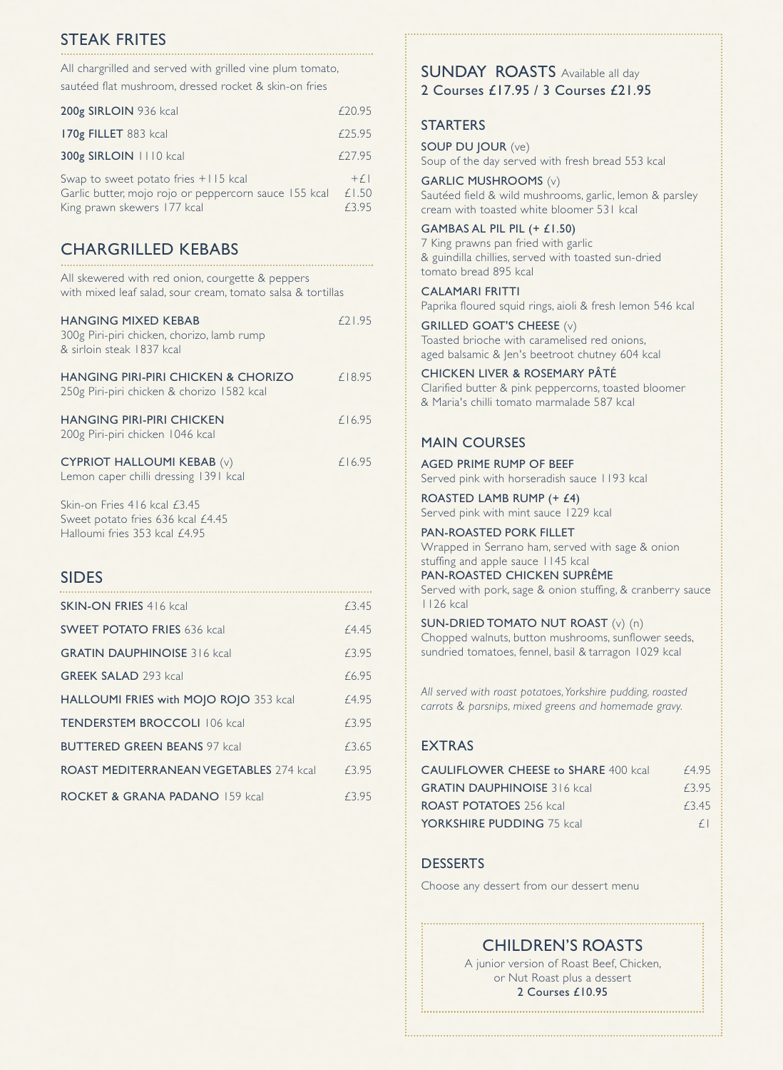## STEAK FRITES

All chargrilled and served with grilled vine plum tomato, sautéed flat mushroom, dressed rocket & skin-on fries

| | |
|---|---|
| **200g SIRLOIN** 936 kcal | £20.95 |
| **170g FILLET** 883 kcal | £25.95 |
| **300g SIRLOIN** 1110 kcal | £27.95 |

| | |
|---|---|
| Swap to sweet potato fries +115 kcal | +£1 |
| Garlic butter, mojo rojo or peppercorn sauce 155 kcal | £1.50 |
| King prawn skewers 177 kcal | £3.95 |

## CHARGRILLED KEBABS

All skewered with red onion, courgette & peppers with mixed leaf salad, sour cream, tomato salsa & tortillas

**HANGING MIXED KEBAB** — £21.95
300g Piri-piri chicken, chorizo, lamb rump & sirloin steak 1837 kcal

**HANGING PIRI-PIRI CHICKEN & CHORIZO** — £18.95
250g Piri-piri chicken & chorizo 1582 kcal

**HANGING PIRI-PIRI CHICKEN** — £16.95
200g Piri-piri chicken 1046 kcal

**CYPRIOT HALLOUMI KEBAB** (v) — £16.95
Lemon caper chilli dressing 1391 kcal

Skin-on Fries 416 kcal £3.45
Sweet potato fries 636 kcal £4.45
Halloumi fries 353 kcal £4.95

## SIDES

| | |
|---|---|
| **SKIN-ON FRIES** 416 kcal | £3.45 |
| **SWEET POTATO FRIES** 636 kcal | £4.45 |
| **GRATIN DAUPHINOISE** 316 kcal | £3.95 |
| **GREEK SALAD** 293 kcal | £6.95 |
| **HALLOUMI FRIES with MOJO ROJO** 353 kcal | £4.95 |
| **TENDERSTEM BROCCOLI** 106 kcal | £3.95 |
| **BUTTERED GREEN BEANS** 97 kcal | £3.65 |
| **ROAST MEDITERRANEAN VEGETABLES** 274 kcal | £3.95 |
| **ROCKET & GRANA PADANO** 159 kcal | £3.95 |

## SUNDAY ROASTS Available all day

**2 Courses £17.95 / 3 Courses £21.95**

### STARTERS

**SOUP DU JOUR** (ve)
Soup of the day served with fresh bread 553 kcal

**GARLIC MUSHROOMS** (v)
Sautéed field & wild mushrooms, garlic, lemon & parsley cream with toasted white bloomer 531 kcal

**GAMBAS AL PIL PIL (+ £1.50)**
7 King prawns pan fried with garlic & guindilla chillies, served with toasted sun-dried tomato bread 895 kcal

**CALAMARI FRITTI**
Paprika floured squid rings, aioli & fresh lemon 546 kcal

**GRILLED GOAT'S CHEESE** (v)
Toasted brioche with caramelised red onions, aged balsamic & Jen's beetroot chutney 604 kcal

**CHICKEN LIVER & ROSEMARY PÂTÉ**
Clarified butter & pink peppercorns, toasted bloomer & Maria's chilli tomato marmalade 587 kcal

### MAIN COURSES

**AGED PRIME RUMP OF BEEF**
Served pink with horseradish sauce 1193 kcal

**ROASTED LAMB RUMP (+ £4)**
Served pink with mint sauce 1229 kcal

**PAN-ROASTED PORK FILLET**
Wrapped in Serrano ham, served with sage & onion stuffing and apple sauce 1145 kcal

**PAN-ROASTED CHICKEN SUPRÊME**
Served with pork, sage & onion stuffing, & cranberry sauce 1126 kcal

**SUN-DRIED TOMATO NUT ROAST** (v) (n)
Chopped walnuts, button mushrooms, sunflower seeds, sundried tomatoes, fennel, basil & tarragon 1029 kcal

*All served with roast potatoes, Yorkshire pudding, roasted carrots & parsnips, mixed greens and homemade gravy.*

### EXTRAS

| | |
|---|---|
| **CAULIFLOWER CHEESE to SHARE** 400 kcal | £4.95 |
| **GRATIN DAUPHINOISE** 316 kcal | £3.95 |
| **ROAST POTATOES** 256 kcal | £3.45 |
| **YORKSHIRE PUDDING** 75 kcal | £1 |

### DESSERTS

Choose any dessert from our dessert menu

### CHILDREN'S ROASTS

A junior version of Roast Beef, Chicken, or Nut Roast plus a dessert
**2 Courses £10.95**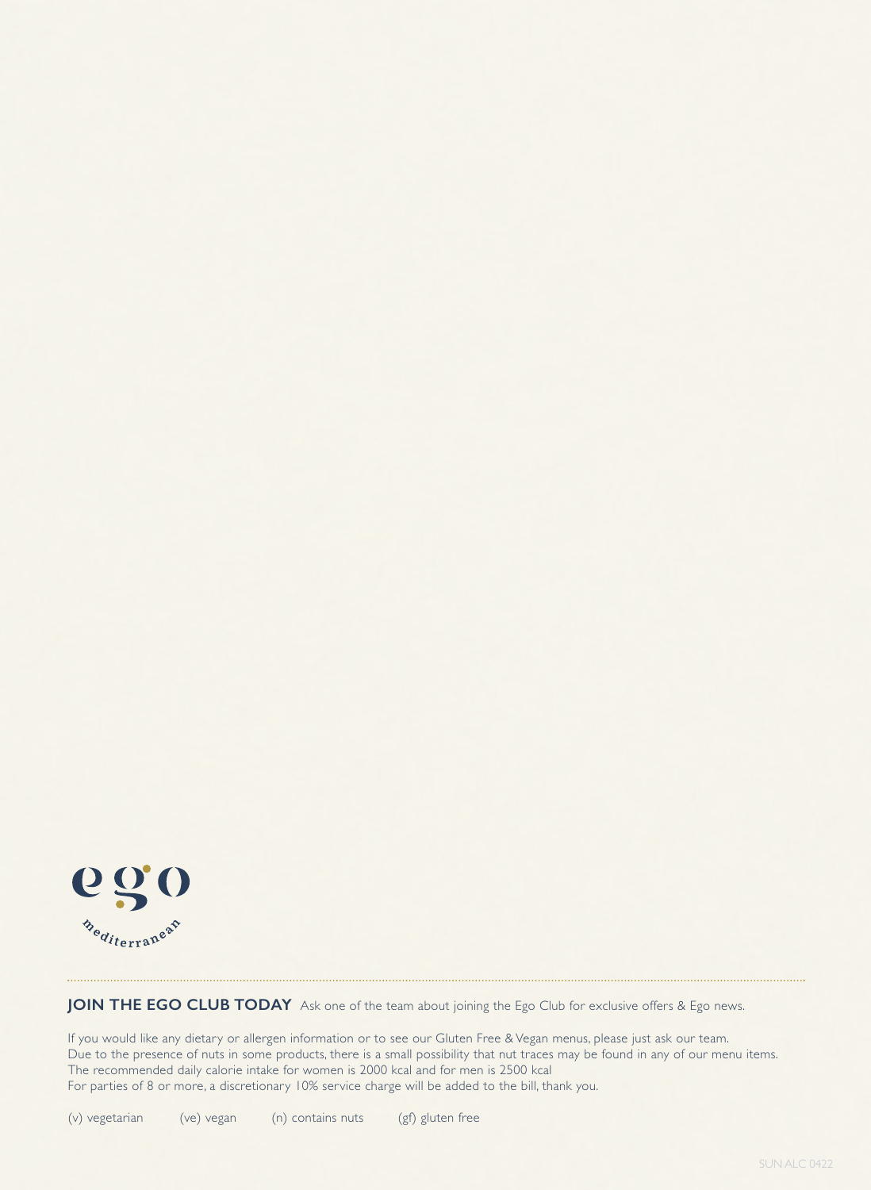ego

mediterranean

**JOIN THE EGO CLUB TODAY** Ask one of the team about joining the Ego Club for exclusive offers & Ego news.

If you would like any dietary or allergen information or to see our Gluten Free & Vegan menus, please just ask our team.
Due to the presence of nuts in some products, there is a small possibility that nut traces may be found in any of our menu items.
The recommended daily calorie intake for women is 2000 kcal and for men is 2500 kcal
For parties of 8 or more, a discretionary 10% service charge will be added to the bill, thank you.

(v) vegetarian (ve) vegan (n) contains nuts (gf) gluten free

SUN ALC 0422